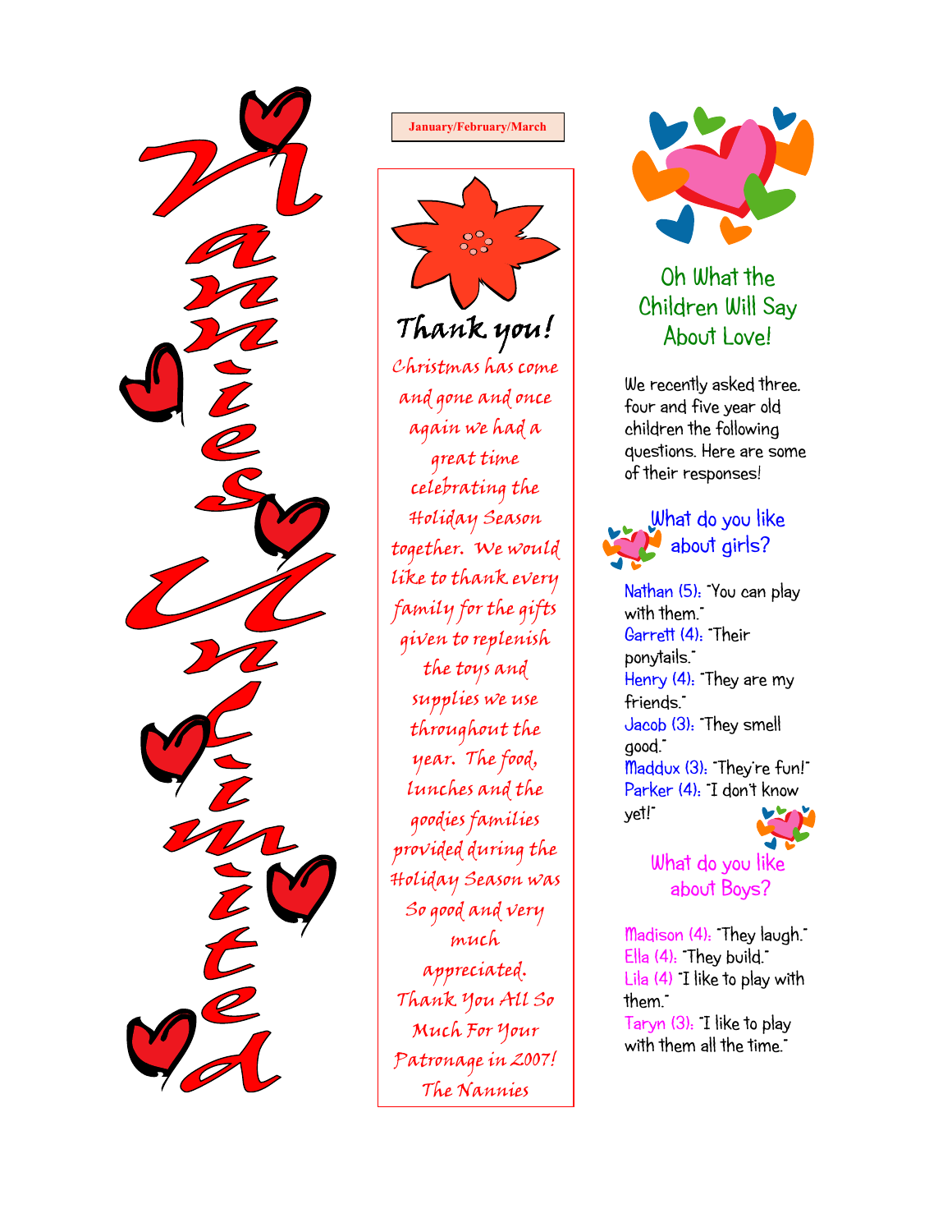# Nannies Unlimited

January/February/March

## Thank you!

Christmas has come and gone and once again we had a great time celebrating the Holiday Season together. We would like to thank every family for the gifts given to replenish the toys and supplies we use throughout the year. The food, lunches and the goodies families provided during the Holiday Season was So good and very much appreciated. Thank You All So Much For Your Patronage in 2007!

The Nannies

## Oh What the Children Will Say About Love!

We recently asked three, four and five year old children the following questions. Here are some of their responses!

### What do you like about girls?

Nathan (5): "You can play with them."
Garrett (4): "Their ponytails."
Henry (4): "They are my friends."
Jacob (3): "They smell good."
Maddux (3): "They're fun!"
Parker (4): "I don't know yet!"

### What do you like about Boys?

Madison (4): "They laugh."
Ella (4): "They build."
Lila (4) "I like to play with them."
Taryn (3): "I like to play with them all the time."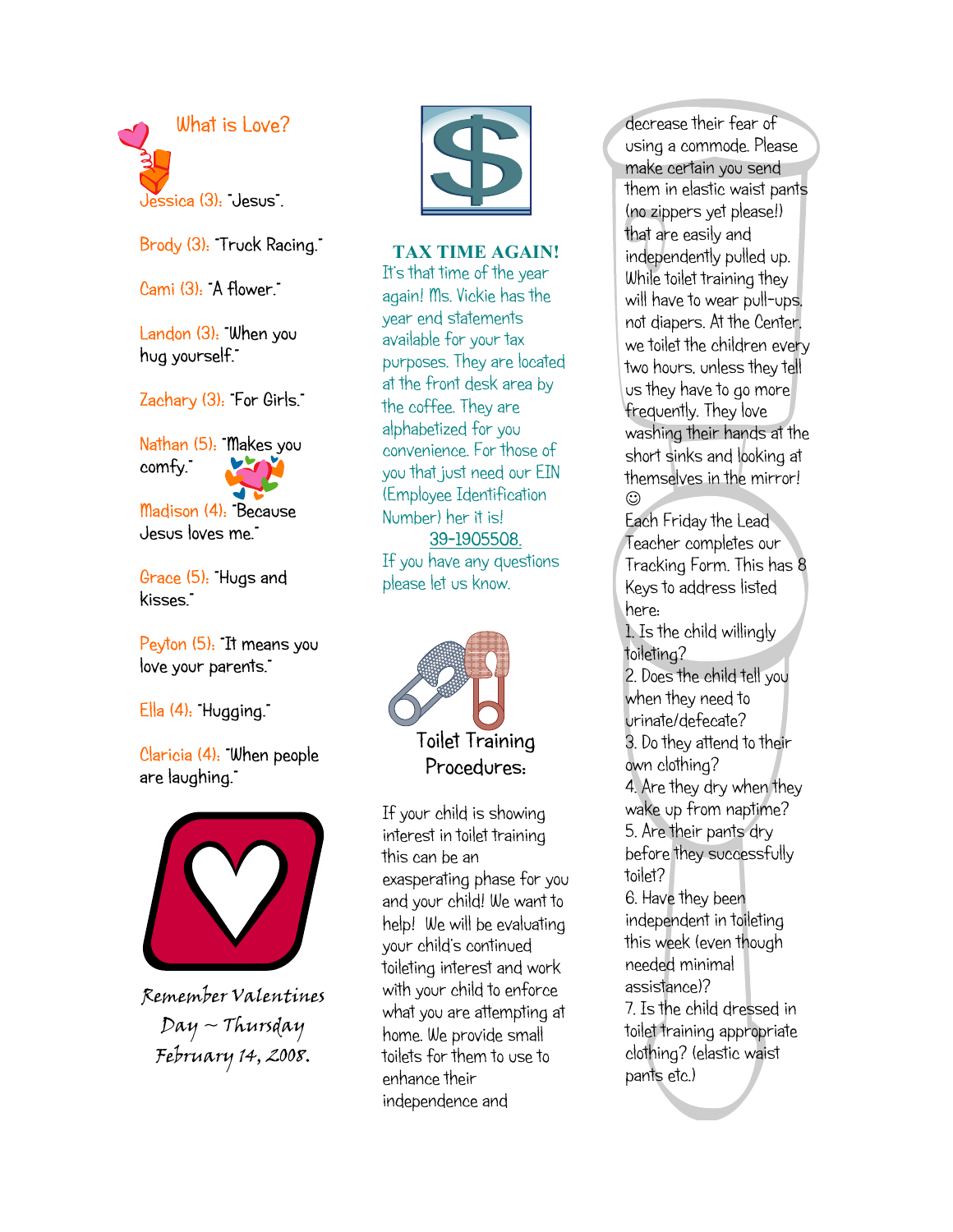## What is Love?

Jessica (3): "Jesus".

Brody (3): "Truck Racing."

Cami (3): "A flower."

Landon (3): "When you hug yourself."

Zachary (3): "For Girls."

Nathan (5): "Makes you comfy."

Madison (4): "Because Jesus loves me."

Grace (5): "Hugs and kisses."

Peyton (5): "It means you love your parents."

Ella (4): "Hugging."

Claricia (4): "When people are laughing."

*Remember Valentines Day ~ Thursday February 14, 2008.*

## TAX TIME AGAIN!

It's that time of the year again! Ms. Vickie has the year end statements available for your tax purposes. They are located at the front desk area by the coffee. They are alphabetized for you convenience. For those of you that just need our EIN (Employee Identification Number) her it is!

39-1905508.

If you have any questions please let us know.

## Toilet Training Procedures:

If your child is showing interest in toilet training this can be an exasperating phase for you and your child! We want to help! We will be evaluating your child's continued toileting interest and work with your child to enforce what you are attempting at home. We provide small toilets for them to use to enhance their independence and decrease their fear of using a commode. Please make certain you send them in elastic waist pants (no zippers yet please!) that are easily and independently pulled up. While toilet training they will have to wear pull-ups, not diapers. At the Center, we toilet the children every two hours, unless they tell us they have to go more frequently. They love washing their hands at the short sinks and looking at themselves in the mirror! ☺

Each Friday the Lead Teacher completes our Tracking Form. This has 8 Keys to address listed here:

1. Is the child willingly toileting?
2. Does the child tell you when they need to urinate/defecate?
3. Do they attend to their own clothing?
4. Are they dry when they wake up from naptime?
5. Are their pants dry before they successfully toilet?
6. Have they been independent in toileting this week (even though needed minimal assistance)?
7. Is the child dressed in toilet training appropriate clothing? (elastic waist pants etc.)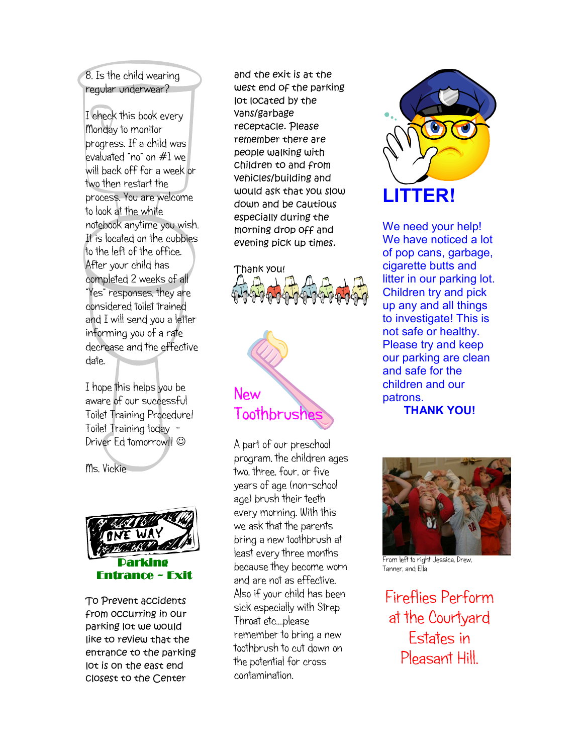8. Is the child wearing regular underwear?

I check this book every Monday to monitor progress. If a child was evaluated "no" on #1 we will back off for a week or two then restart the process. You are welcome to look at the white notebook anytime you wish. It is located on the cubbies to the left of the office. After your child has completed 2 weeks of all "Yes" responses, they are considered toilet trained and I will send you a letter informing you of a rate decrease and the effective date.

I hope this helps you be aware of our successful Toilet Training Procedure! Toilet Training today - Driver Ed tomorrow!! ☺

Ms. Vickie

ONE WAY

## Parking Entrance - Exit

To Prevent accidents from occurring in our parking lot we would like to review that the entrance to the parking lot is on the east end closest to the Center and the exit is at the west end of the parking lot located by the vans/garbage receptacle. Please remember there are people walking with children to and from vehicles/building and would ask that you slow down and be cautious especially during the morning drop off and evening pick up times.

Thank you!

## New Toothbrushes

A part of our preschool program, the children ages two, three, four, or five years of age (non-school age) brush their teeth every morning. With this we ask that the parents bring a new toothbrush at least every three months because they become worn and are not as effective. Also if your child has been sick especially with Strep Throat etc....please remember to bring a new toothbrush to cut down on the potential for cross contamination.

## LITTER!

We need your help! We have noticed a lot of pop cans, garbage, cigarette butts and litter in our parking lot. Children try and pick up any and all things to investigate! This is not safe or healthy. Please try and keep our parking are clean and safe for the children and our patrons.

**THANK YOU!**

From left to right Jessica, Drew, Tanner, and Ella

## Fireflies Perform at the Courtyard Estates in Pleasant Hill.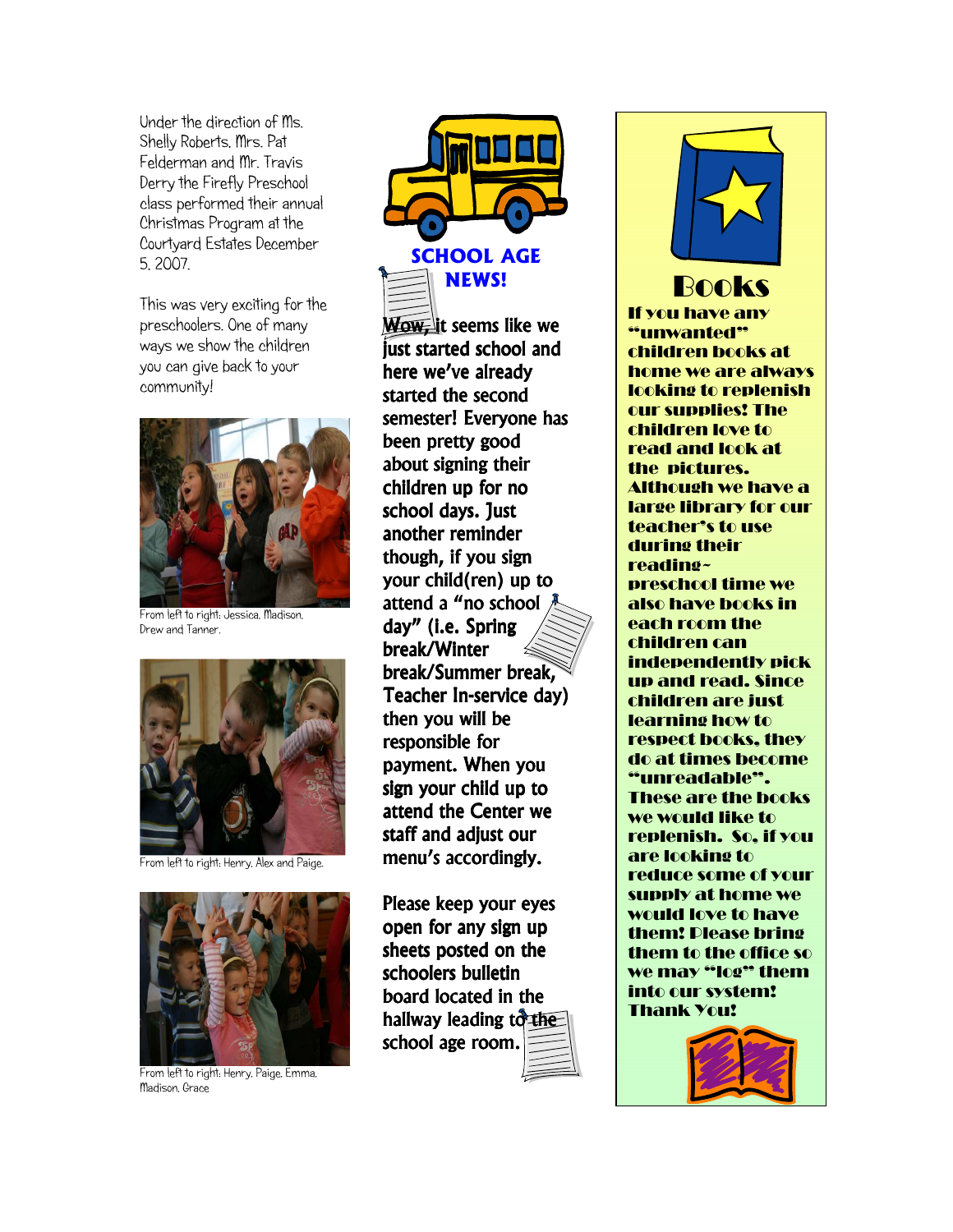Under the direction of Ms. Shelly Roberts, Mrs. Pat Felderman and Mr. Travis Derry the Firefly Preschool class performed their annual Christmas Program at the Courtyard Estates December 5, 2007.

This was very exciting for the preschoolers. One of many ways we show the children you can give back to your community!

From left to right: Jessica, Madison, Drew and Tanner.

From left to right: Henry, Alex and Paige.

From left to right: Henry, Paige, Emma, Madison, Grace

## SCHOOL AGE NEWS!

Wow, it seems like we just started school and here we've already started the second semester! Everyone has been pretty good about signing their children up for no school days. Just another reminder though, if you sign your child(ren) up to attend a "no school day" (i.e. Spring break/Winter break/Summer break, Teacher In-service day) then you will be responsible for payment. When you sign your child up to attend the Center we staff and adjust our menu's accordingly.

Please keep your eyes open for any sign up sheets posted on the schoolers bulletin board located in the hallway leading to the school age room.

## Books

**If you have any "unwanted" children books at home we are always looking to replenish our supplies! The children love to read and look at the pictures. Although we have a large library for our teacher's to use during their reading~ preschool time we also have books in each room the children can independently pick up and read. Since children are just learning how to respect books, they do at times become "unreadable". These are the books we would like to replenish. So, if you are looking to reduce some of your supply at home we would love to have them! Please bring them to the office so we may "log" them into our system! Thank You!**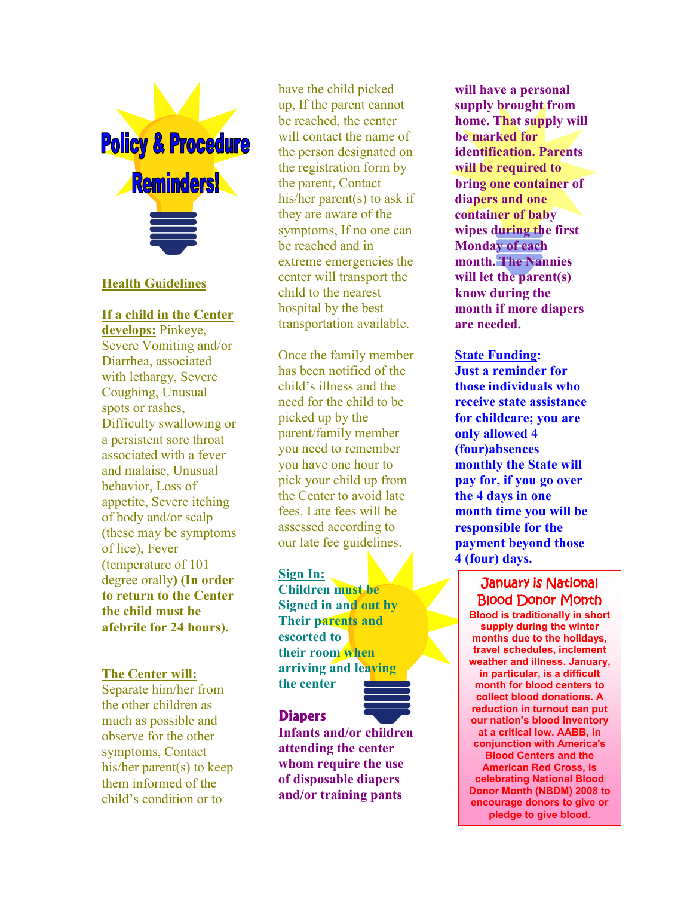# Policy & Procedure Reminders!

**Health Guidelines**

**If a child in the Center develops:** Pinkeye, Severe Vomiting and/or Diarrhea, associated with lethargy, Severe Coughing, Unusual spots or rashes, Difficulty swallowing or a persistent sore throat associated with a fever and malaise, Unusual behavior, Loss of appetite, Severe itching of body and/or scalp (these may be symptoms of lice), Fever (temperature of 101 degree orally) **(In order to return to the Center the child must be afebrile for 24 hours).**

**The Center will:** Separate him/her from the other children as much as possible and observe for the other symptoms, Contact his/her parent(s) to keep them informed of the child's condition or to have the child picked up, If the parent cannot be reached, the center will contact the name of the person designated on the registration form by the parent, Contact his/her parent(s) to ask if they are aware of the symptoms, If no one can be reached and in extreme emergencies the center will transport the child to the nearest hospital by the best transportation available.

Once the family member has been notified of the child's illness and the need for the child to be picked up by the parent/family member you need to remember you have one hour to pick your child up from the Center to avoid late fees. Late fees will be assessed according to our late fee guidelines.

**Sign In:**
**Children must be Signed in and out by Their parents and escorted to their room when arriving and leaving the center**

**Diapers**
**Infants and/or children attending the center whom require the use of disposable diapers and/or training pants will have a personal supply brought from home. That supply will be marked for identification. Parents will be required to bring one container of diapers and one container of baby wipes during the first Monday of each month. The Nannies will let the parent(s) know during the month if more diapers are needed.**

**State Funding:**
**Just a reminder for those individuals who receive state assistance for childcare; you are only allowed 4 (four)absences monthly the State will pay for, if you go over the 4 days in one month time you will be responsible for the payment beyond those 4 (four) days.**

**January is National Blood Donor Month**

**Blood is traditionally in short supply during the winter months due to the holidays, travel schedules, inclement weather and illness. January, in particular, is a difficult month for blood centers to collect blood donations. A reduction in turnout can put our nation's blood inventory at a critical low. AABB, in conjunction with America's Blood Centers and the American Red Cross, is celebrating National Blood Donor Month (NBDM) 2008 to encourage donors to give or pledge to give blood.**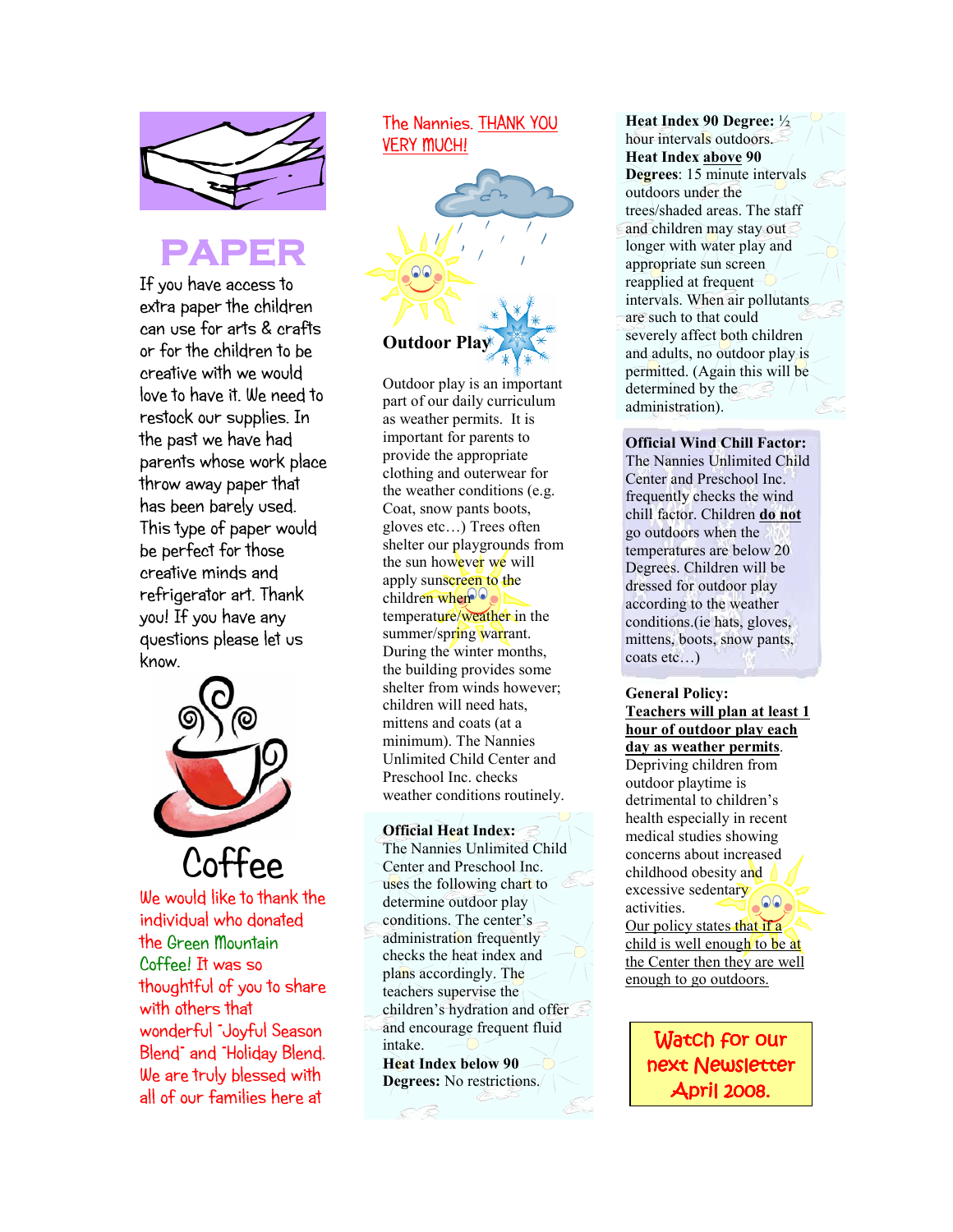## PAPER

If you have access to extra paper the children can use for arts & crafts or for the children to be creative with we would love to have it. We need to restock our supplies. In the past we have had parents whose work place throw away paper that has been barely used. This type of paper would be perfect for those creative minds and refrigerator art. Thank you! If you have any questions please let us know.

## Coffee

We would like to thank the individual who donated the Green Mountain Coffee! It was so thoughtful of you to share with others that wonderful "Joyful Season Blend" and "Holiday Blend. We are truly blessed with all of our families here at The Nannies. THANK YOU VERY MUCH!

## Outdoor Play

Outdoor play is an important part of our daily curriculum as weather permits. It is important for parents to provide the appropriate clothing and outerwear for the weather conditions (e.g. Coat, snow pants boots, gloves etc…) Trees often shelter our playgrounds from the sun however we will apply sunscreen to the children when temperature/weather in the summer/spring warrant. During the winter months, the building provides some shelter from winds however; children will need hats, mittens and coats (at a minimum). The Nannies Unlimited Child Center and Preschool Inc. checks weather conditions routinely.

**Official Heat Index:** The Nannies Unlimited Child Center and Preschool Inc. uses the following chart to determine outdoor play conditions. The center's administration frequently checks the heat index and plans accordingly. The teachers supervise the children's hydration and offer and encourage frequent fluid intake.

**Heat Index below 90 Degrees:** No restrictions.

**Heat Index 90 Degree:** ½ hour intervals outdoors.

**Heat Index above 90 Degrees**: 15 minute intervals outdoors under the trees/shaded areas. The staff and children may stay out longer with water play and appropriate sun screen reapplied at frequent intervals. When air pollutants are such to that could severely affect both children and adults, no outdoor play is permitted. (Again this will be determined by the administration).

**Official Wind Chill Factor:** The Nannies Unlimited Child Center and Preschool Inc. frequently checks the wind chill factor. Children **do not** go outdoors when the temperatures are below 20 Degrees. Children will be dressed for outdoor play according to the weather conditions.(ie hats, gloves, mittens, boots, snow pants, coats etc…)

**General Policy:**
**Teachers will plan at least 1 hour of outdoor play each day as weather permits**. Depriving children from outdoor playtime is detrimental to children's health especially in recent medical studies showing concerns about increased childhood obesity and excessive sedentary activities.
Our policy states that if a child is well enough to be at the Center then they are well enough to go outdoors.

**Watch for our next Newsletter April 2008.**